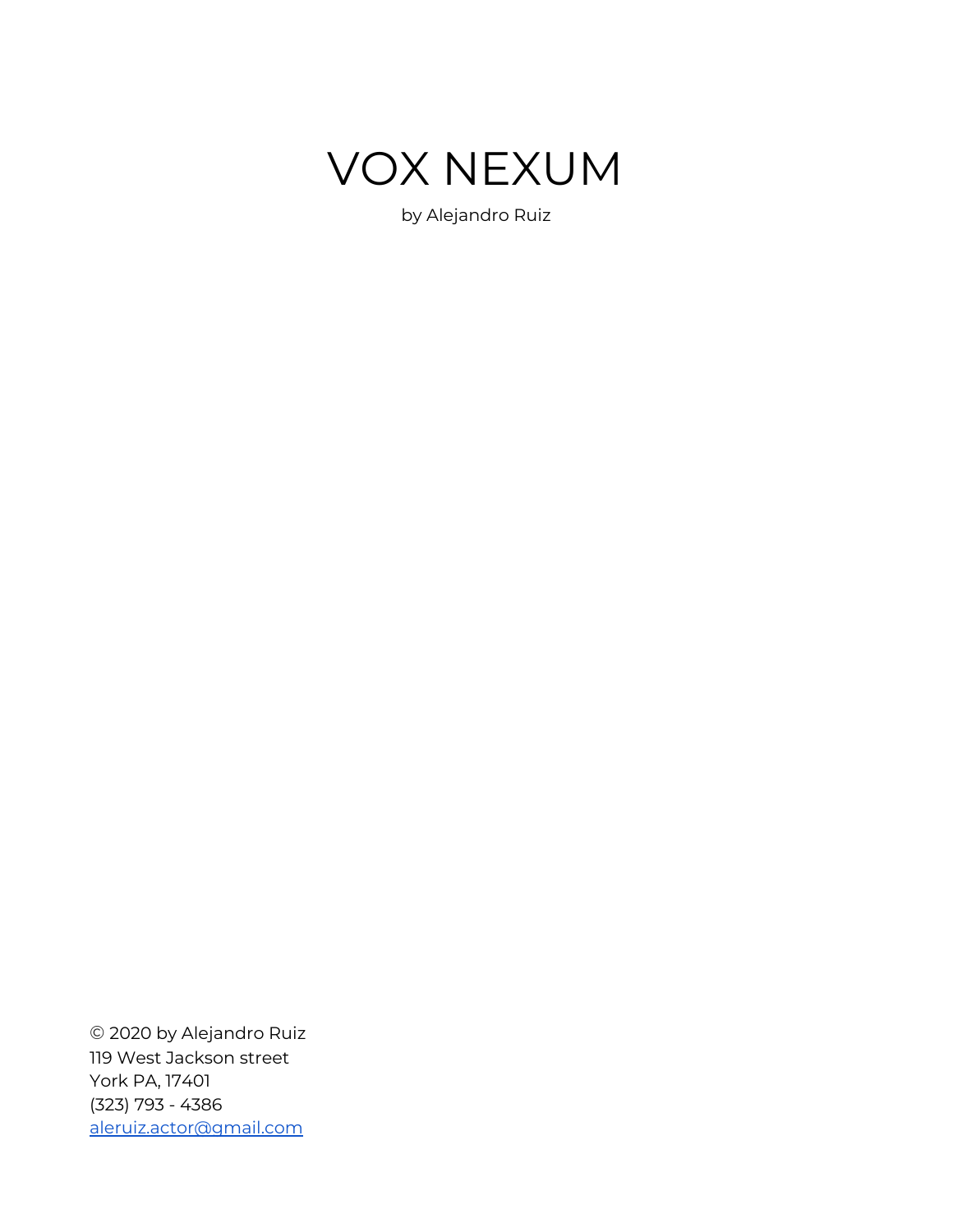# VOX NEXUM

by Alejandro Ruiz

© 2020 by Alejandro Ruiz
119 West Jackson street
York PA, 17401
(323) 793 - 4386
aleruiz.actor@gmail.com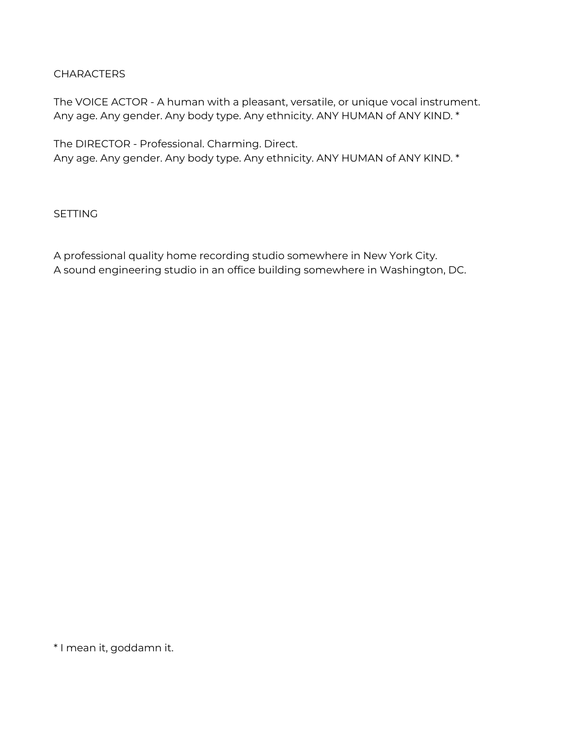CHARACTERS

The VOICE ACTOR - A human with a pleasant, versatile, or unique vocal instrument.
Any age. Any gender. Any body type. Any ethnicity. ANY HUMAN of ANY KIND. *

The DIRECTOR - Professional. Charming. Direct.
Any age. Any gender. Any body type. Any ethnicity. ANY HUMAN of ANY KIND. *

SETTING

A professional quality home recording studio somewhere in New York City.
A sound engineering studio in an office building somewhere in Washington, DC.

* I mean it, goddamn it.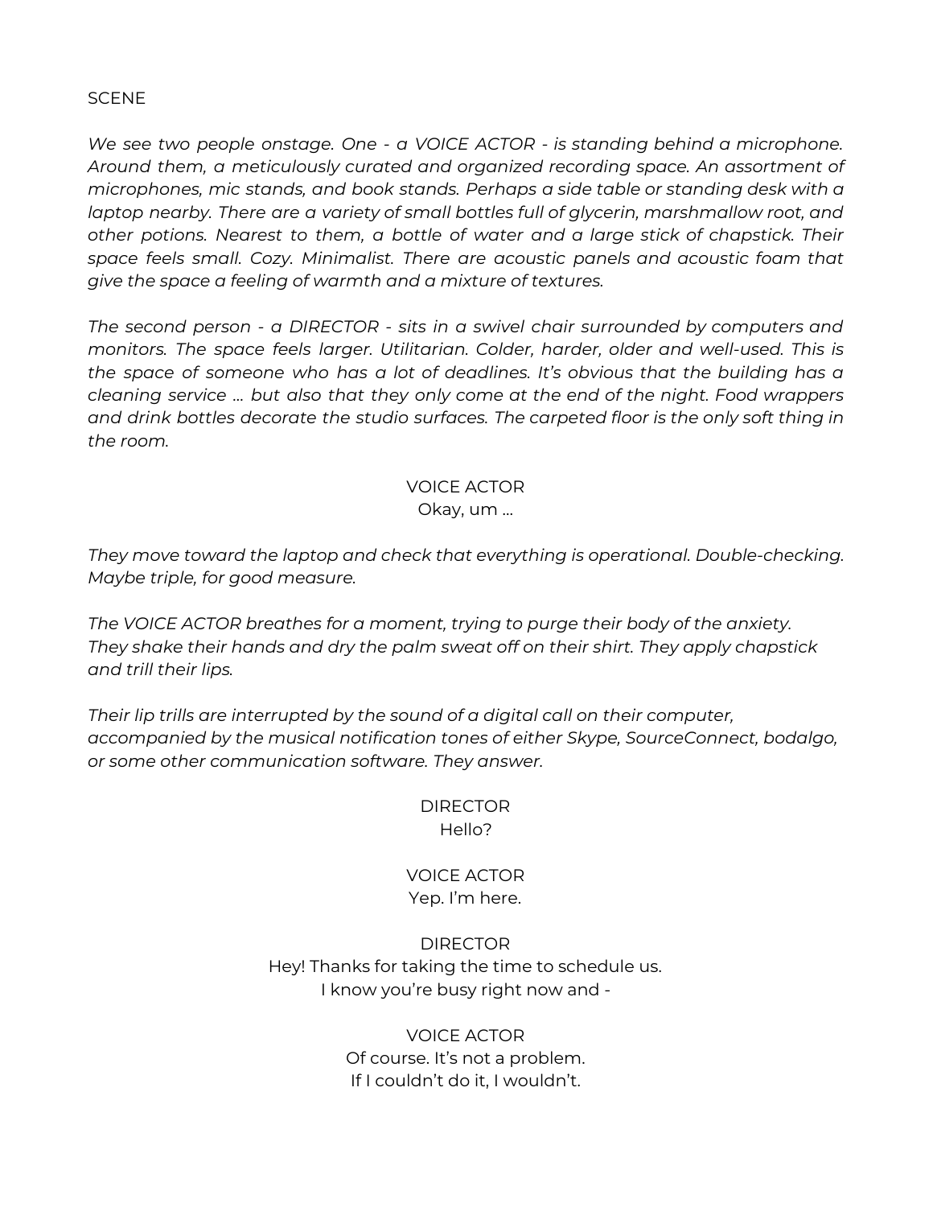SCENE

*We see two people onstage. One - a VOICE ACTOR - is standing behind a microphone. Around them, a meticulously curated and organized recording space. An assortment of microphones, mic stands, and book stands. Perhaps a side table or standing desk with a laptop nearby. There are a variety of small bottles full of glycerin, marshmallow root, and other potions. Nearest to them, a bottle of water and a large stick of chapstick. Their space feels small. Cozy. Minimalist. There are acoustic panels and acoustic foam that give the space a feeling of warmth and a mixture of textures.*

*The second person - a DIRECTOR - sits in a swivel chair surrounded by computers and monitors. The space feels larger. Utilitarian. Colder, harder, older and well-used. This is the space of someone who has a lot of deadlines. It's obvious that the building has a cleaning service … but also that they only come at the end of the night. Food wrappers and drink bottles decorate the studio surfaces. The carpeted floor is the only soft thing in the room.*

VOICE ACTOR
Okay, um …

*They move toward the laptop and check that everything is operational. Double-checking. Maybe triple, for good measure.*

*The VOICE ACTOR breathes for a moment, trying to purge their body of the anxiety. They shake their hands and dry the palm sweat off on their shirt. They apply chapstick and trill their lips.*

*Their lip trills are interrupted by the sound of a digital call on their computer, accompanied by the musical notification tones of either Skype, SourceConnect, bodalgo, or some other communication software. They answer.*

DIRECTOR
Hello?

VOICE ACTOR
Yep. I'm here.

DIRECTOR
Hey! Thanks for taking the time to schedule us.
I know you're busy right now and -

VOICE ACTOR
Of course. It's not a problem.
If I couldn't do it, I wouldn't.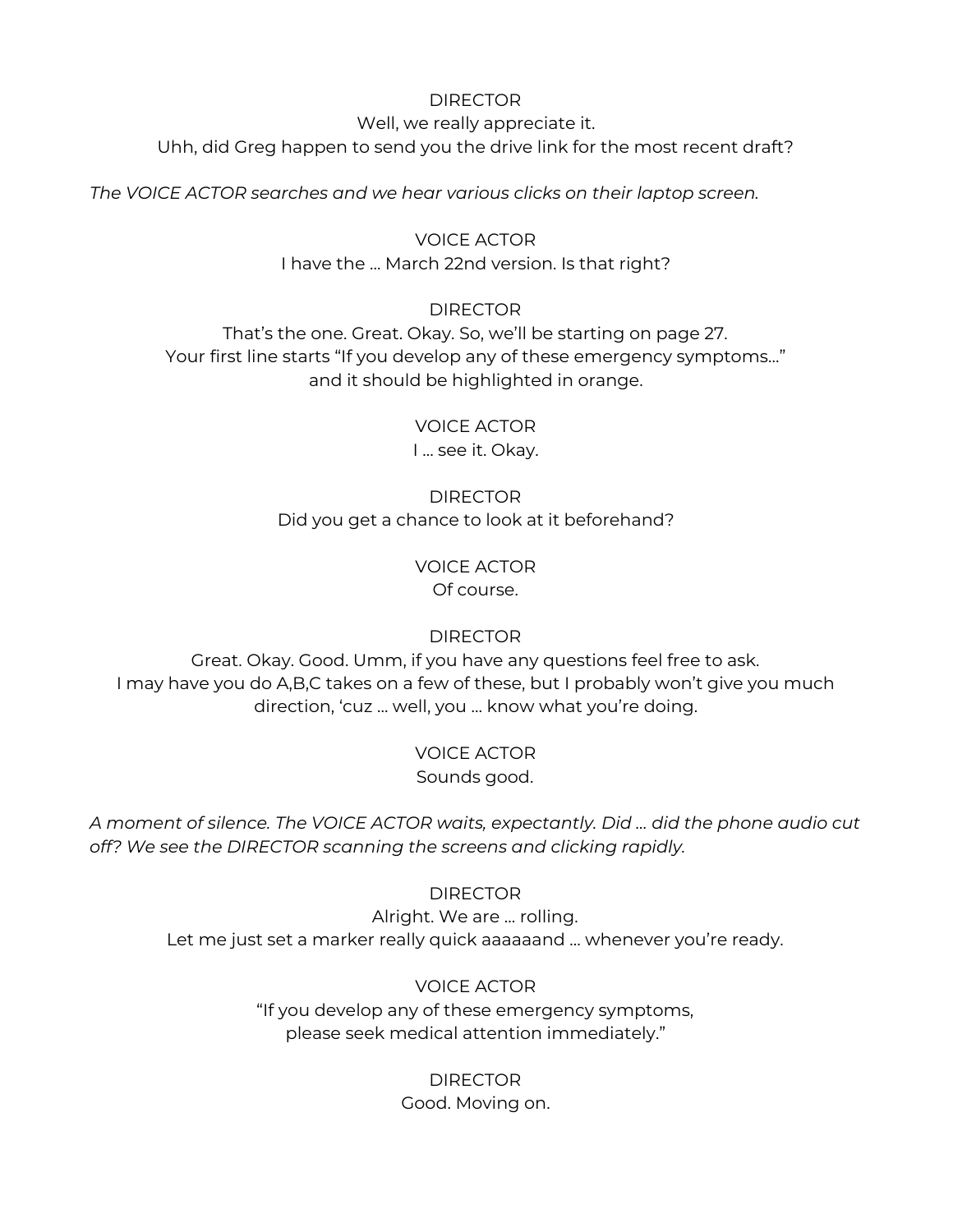DIRECTOR
Well, we really appreciate it.
Uhh, did Greg happen to send you the drive link for the most recent draft?

*The VOICE ACTOR searches and we hear various clicks on their laptop screen.*

VOICE ACTOR
I have the … March 22nd version. Is that right?

DIRECTOR
That's the one. Great. Okay. So, we'll be starting on page 27.
Your first line starts "If you develop any of these emergency symptoms…"
and it should be highlighted in orange.

VOICE ACTOR
I … see it. Okay.

DIRECTOR
Did you get a chance to look at it beforehand?

VOICE ACTOR
Of course.

DIRECTOR
Great. Okay. Good. Umm, if you have any questions feel free to ask.
I may have you do A,B,C takes on a few of these, but I probably won't give you much direction, 'cuz … well, you … know what you're doing.

VOICE ACTOR
Sounds good.

*A moment of silence. The VOICE ACTOR waits, expectantly. Did … did the phone audio cut off? We see the DIRECTOR scanning the screens and clicking rapidly.*

DIRECTOR
Alright. We are … rolling.
Let me just set a marker really quick aaaaaand … whenever you're ready.

VOICE ACTOR
"If you develop any of these emergency symptoms,
please seek medical attention immediately."

DIRECTOR
Good. Moving on.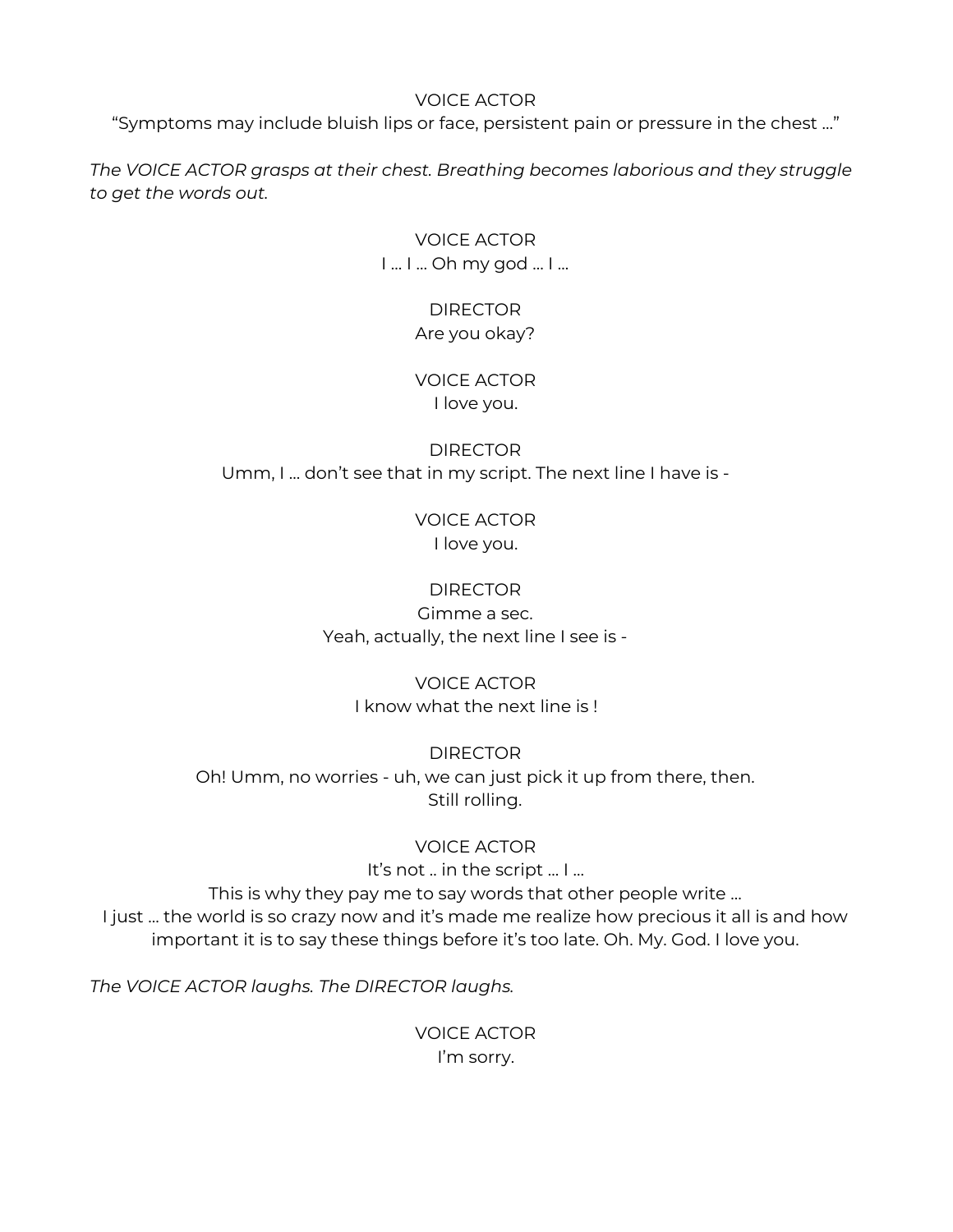VOICE ACTOR
"Symptoms may include bluish lips or face, persistent pain or pressure in the chest …"

*The VOICE ACTOR grasps at their chest. Breathing becomes laborious and they struggle to get the words out.*

VOICE ACTOR
I … I … Oh my god … I …

DIRECTOR
Are you okay?

VOICE ACTOR
I love you.

DIRECTOR
Umm, I … don't see that in my script. The next line I have is -

VOICE ACTOR
I love you.

DIRECTOR
Gimme a sec.
Yeah, actually, the next line I see is -

VOICE ACTOR
I know what the next line is !

DIRECTOR
Oh! Umm, no worries - uh, we can just pick it up from there, then.
Still rolling.

VOICE ACTOR
It's not .. in the script … I …
This is why they pay me to say words that other people write …
I just … the world is so crazy now and it's made me realize how precious it all is and how important it is to say these things before it's too late. Oh. My. God. I love you.

*The VOICE ACTOR laughs. The DIRECTOR laughs.*

VOICE ACTOR
I'm sorry.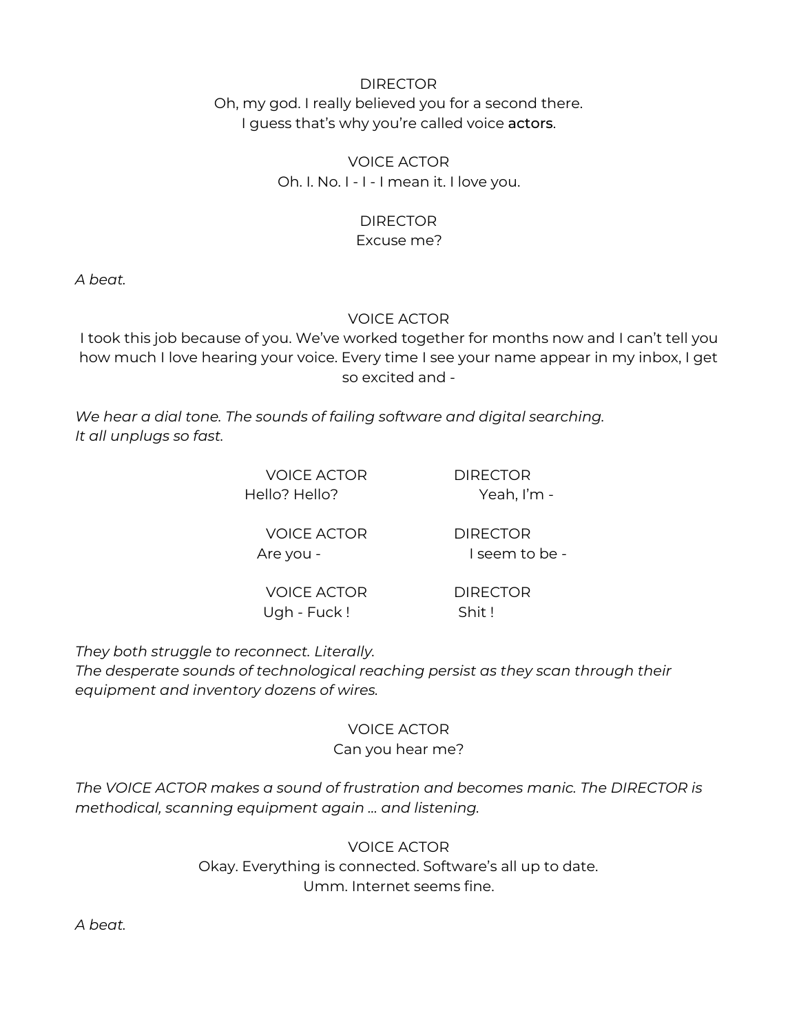DIRECTOR
Oh, my god. I really believed you for a second there.
I guess that's why you're called voice **actors**.

VOICE ACTOR
Oh. I. No. I - I - I mean it. I love you.

DIRECTOR
Excuse me?

*A beat.*

VOICE ACTOR
I took this job because of you. We've worked together for months now and I can't tell you how much I love hearing your voice. Every time I see your name appear in my inbox, I get so excited and -

*We hear a dial tone. The sounds of failing software and digital searching.*
*It all unplugs so fast.*

| VOICE ACTOR | DIRECTOR |
| --- | --- |
| Hello? Hello? | Yeah, I'm - |
| Are you - | I seem to be - |
| Ugh - Fuck ! | Shit ! |

*They both struggle to reconnect. Literally.*
*The desperate sounds of technological reaching persist as they scan through their equipment and inventory dozens of wires.*

VOICE ACTOR
Can you hear me?

*The VOICE ACTOR makes a sound of frustration and becomes manic. The DIRECTOR is methodical, scanning equipment again … and listening.*

VOICE ACTOR
Okay. Everything is connected. Software's all up to date.
Umm. Internet seems fine.

*A beat.*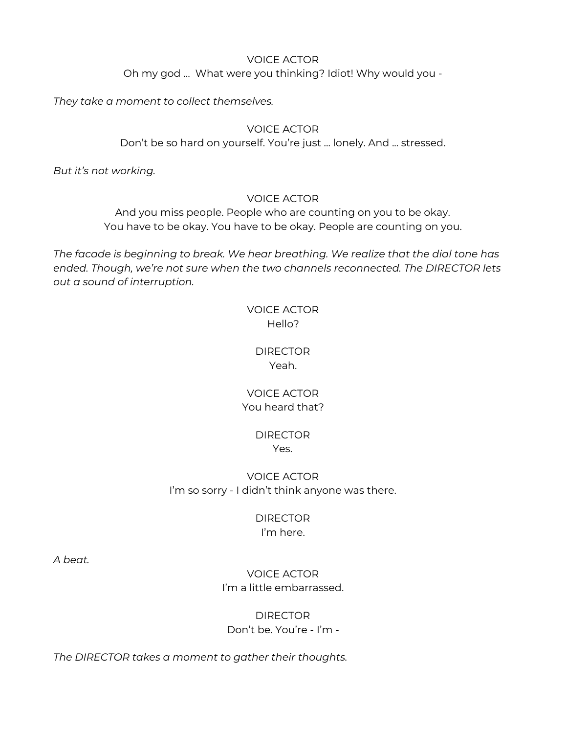VOICE ACTOR
Oh my god … What were you thinking? Idiot! Why would you -

*They take a moment to collect themselves.*

VOICE ACTOR
Don't be so hard on yourself. You're just … lonely. And … stressed.

*But it's not working.*

VOICE ACTOR
And you miss people. People who are counting on you to be okay.
You have to be okay. You have to be okay. People are counting on you.

*The facade is beginning to break. We hear breathing. We realize that the dial tone has ended. Though, we're not sure when the two channels reconnected. The DIRECTOR lets out a sound of interruption.*

VOICE ACTOR
Hello?

DIRECTOR
Yeah.

VOICE ACTOR
You heard that?

DIRECTOR
Yes.

VOICE ACTOR
I'm so sorry - I didn't think anyone was there.

DIRECTOR
I'm here.

*A beat.*

VOICE ACTOR
I'm a little embarrassed.

DIRECTOR
Don't be. You're - I'm -

*The DIRECTOR takes a moment to gather their thoughts.*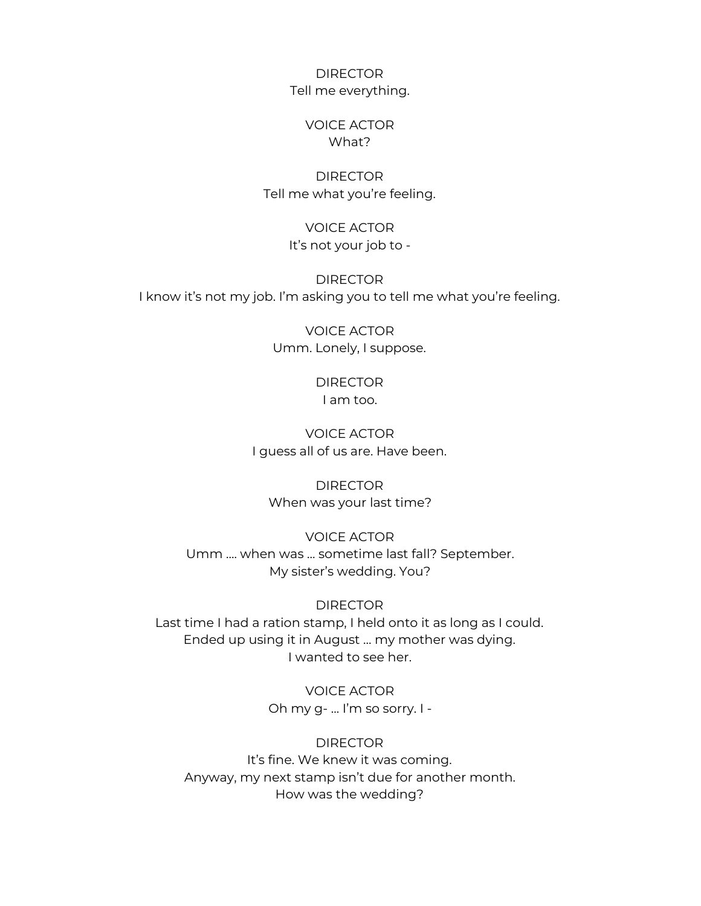DIRECTOR
Tell me everything.

VOICE ACTOR
What?

DIRECTOR
Tell me what you're feeling.

VOICE ACTOR
It's not your job to -

DIRECTOR
I know it's not my job. I'm asking you to tell me what you're feeling.

VOICE ACTOR
Umm. Lonely, I suppose.

DIRECTOR
I am too.

VOICE ACTOR
I guess all of us are. Have been.

DIRECTOR
When was your last time?

VOICE ACTOR
Umm …. when was … sometime last fall? September.
My sister's wedding. You?

DIRECTOR
Last time I had a ration stamp, I held onto it as long as I could.
Ended up using it in August … my mother was dying.
I wanted to see her.

VOICE ACTOR
Oh my g- … I'm so sorry. I -

DIRECTOR
It's fine. We knew it was coming.
Anyway, my next stamp isn't due for another month.
How was the wedding?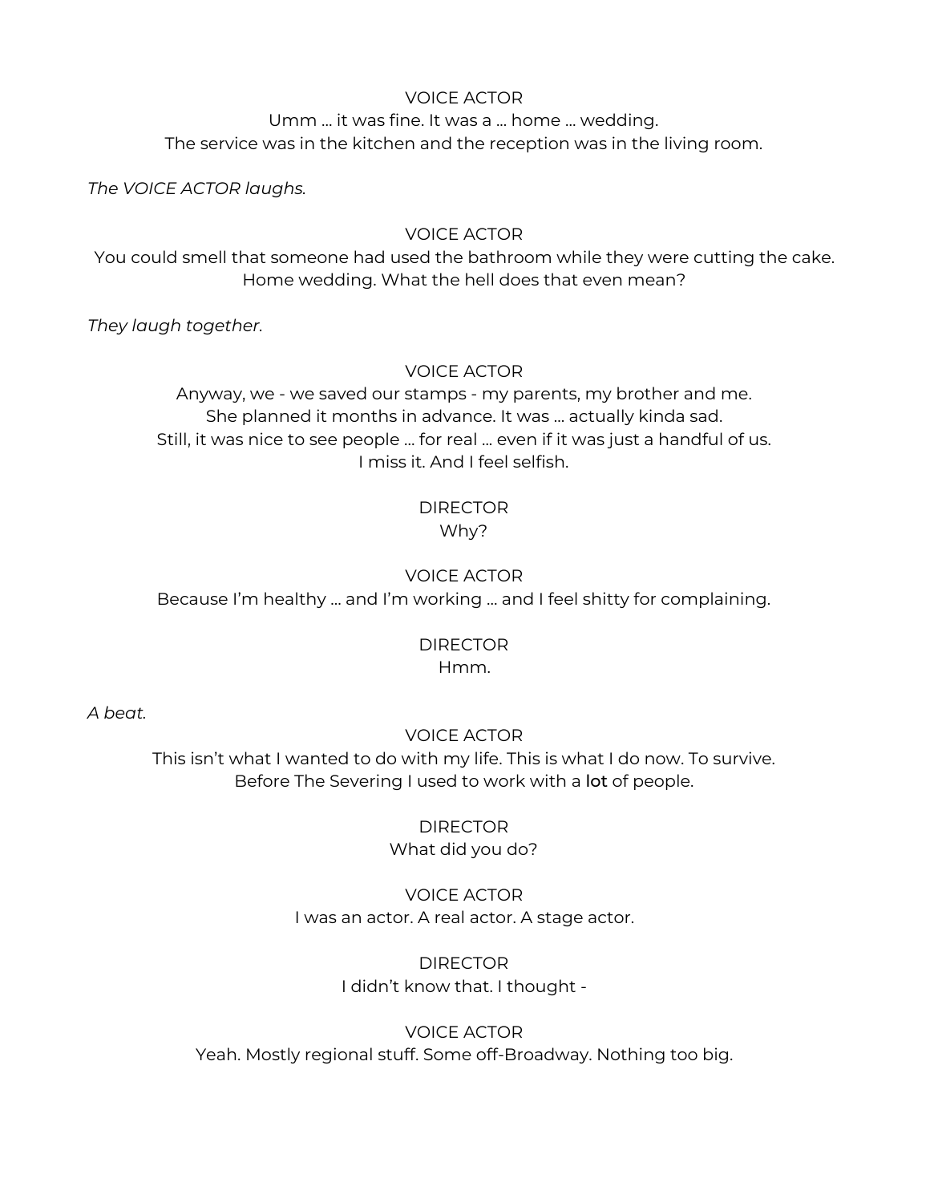VOICE ACTOR
Umm … it was fine. It was a … home … wedding.
The service was in the kitchen and the reception was in the living room.

*The VOICE ACTOR laughs.*

VOICE ACTOR
You could smell that someone had used the bathroom while they were cutting the cake.
Home wedding. What the hell does that even mean?

*They laugh together.*

VOICE ACTOR
Anyway, we - we saved our stamps - my parents, my brother and me.
She planned it months in advance. It was … actually kinda sad.
Still, it was nice to see people … for real … even if it was just a handful of us.
I miss it. And I feel selfish.

DIRECTOR
Why?

VOICE ACTOR
Because I'm healthy … and I'm working … and I feel shitty for complaining.

DIRECTOR
Hmm.

*A beat.*

VOICE ACTOR
This isn't what I wanted to do with my life. This is what I do now. To survive.
Before The Severing I used to work with a **lot** of people.

DIRECTOR
What did you do?

VOICE ACTOR
I was an actor. A real actor. A stage actor.

DIRECTOR
I didn't know that. I thought -

VOICE ACTOR
Yeah. Mostly regional stuff. Some off-Broadway. Nothing too big.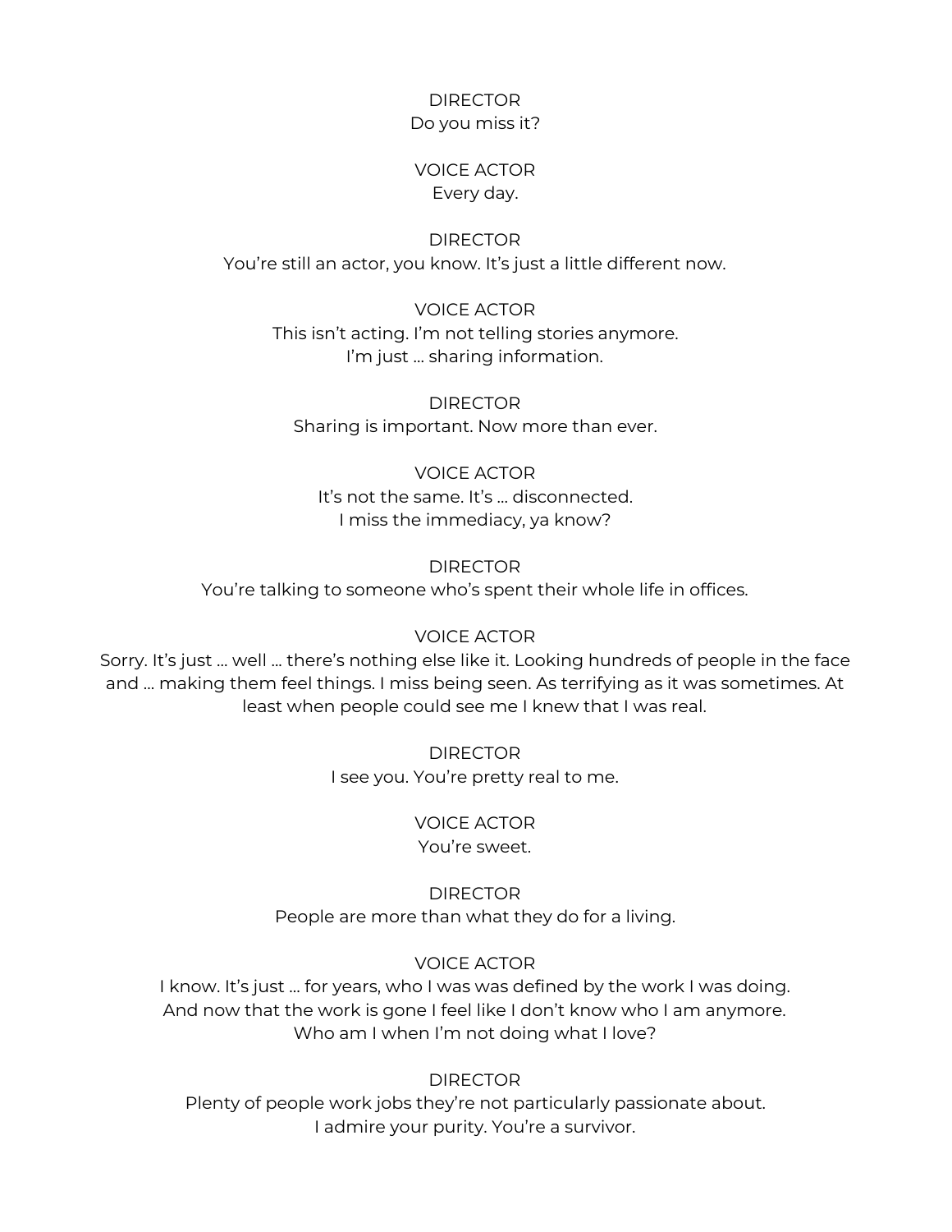DIRECTOR
Do you miss it?

VOICE ACTOR
Every day.

DIRECTOR
You're still an actor, you know. It's just a little different now.

VOICE ACTOR
This isn't acting. I'm not telling stories anymore.
I'm just … sharing information.

DIRECTOR
Sharing is important. Now more than ever.

VOICE ACTOR
It's not the same. It's … disconnected.
I miss the immediacy, ya know?

DIRECTOR
You're talking to someone who's spent their whole life in offices.

VOICE ACTOR
Sorry. It's just … well … there's nothing else like it. Looking hundreds of people in the face and … making them feel things. I miss being seen. As terrifying as it was sometimes. At least when people could see me I knew that I was real.

DIRECTOR
I see you. You're pretty real to me.

VOICE ACTOR
You're sweet.

DIRECTOR
People are more than what they do for a living.

VOICE ACTOR
I know. It's just … for years, who I was was defined by the work I was doing.
And now that the work is gone I feel like I don't know who I am anymore.
Who am I when I'm not doing what I love?

DIRECTOR
Plenty of people work jobs they're not particularly passionate about.
I admire your purity. You're a survivor.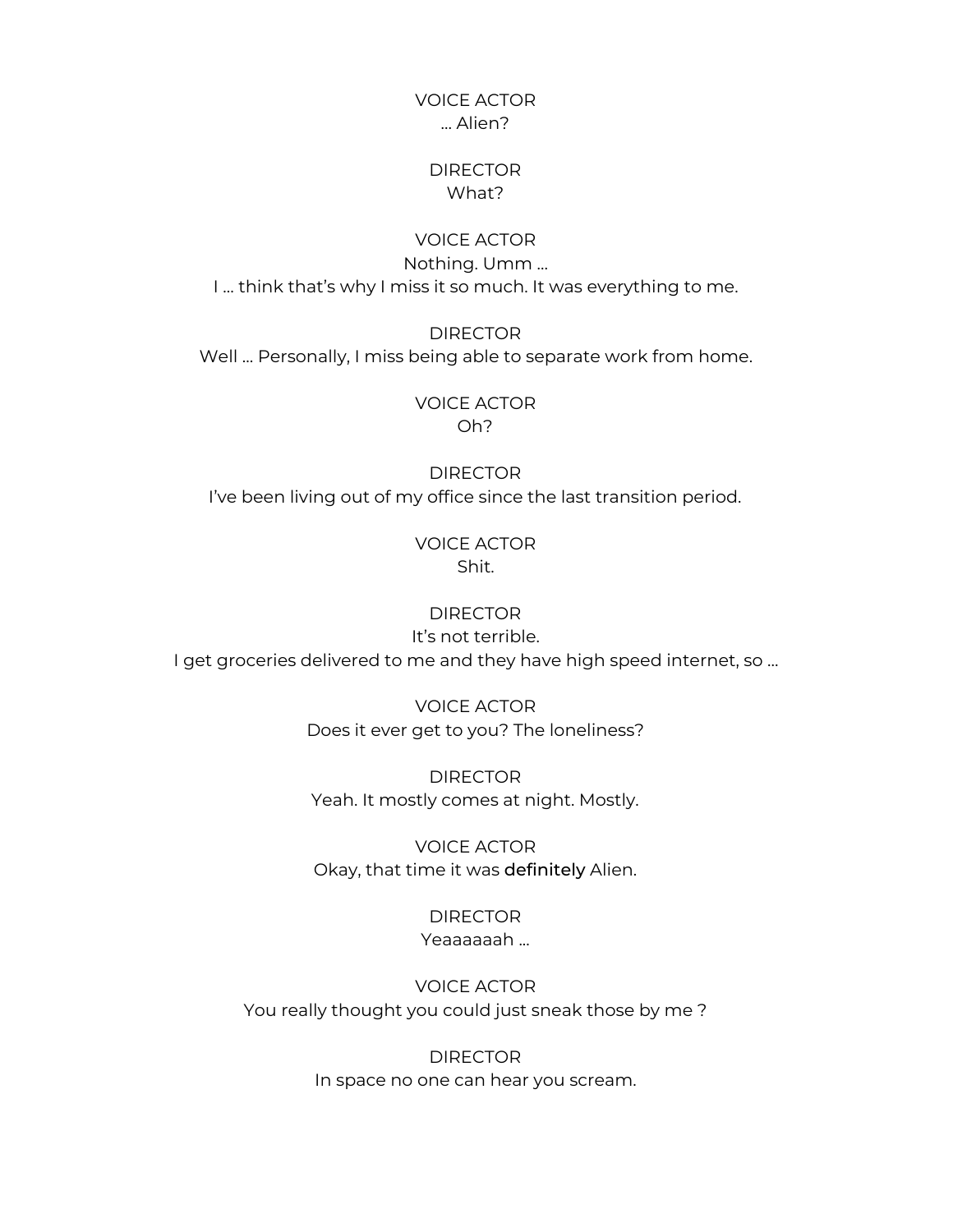VOICE ACTOR
… Alien?

DIRECTOR
What?

VOICE ACTOR
Nothing. Umm …
I … think that's why I miss it so much. It was everything to me.

DIRECTOR
Well … Personally, I miss being able to separate work from home.

VOICE ACTOR
Oh?

DIRECTOR
I've been living out of my office since the last transition period.

VOICE ACTOR
Shit.

DIRECTOR
It's not terrible.
I get groceries delivered to me and they have high speed internet, so …

VOICE ACTOR
Does it ever get to you? The loneliness?

DIRECTOR
Yeah. It mostly comes at night. Mostly.

VOICE ACTOR
Okay, that time it was **definitely** Alien.

DIRECTOR
Yeaaaaaah …

VOICE ACTOR
You really thought you could just sneak those by me ?

DIRECTOR
In space no one can hear you scream.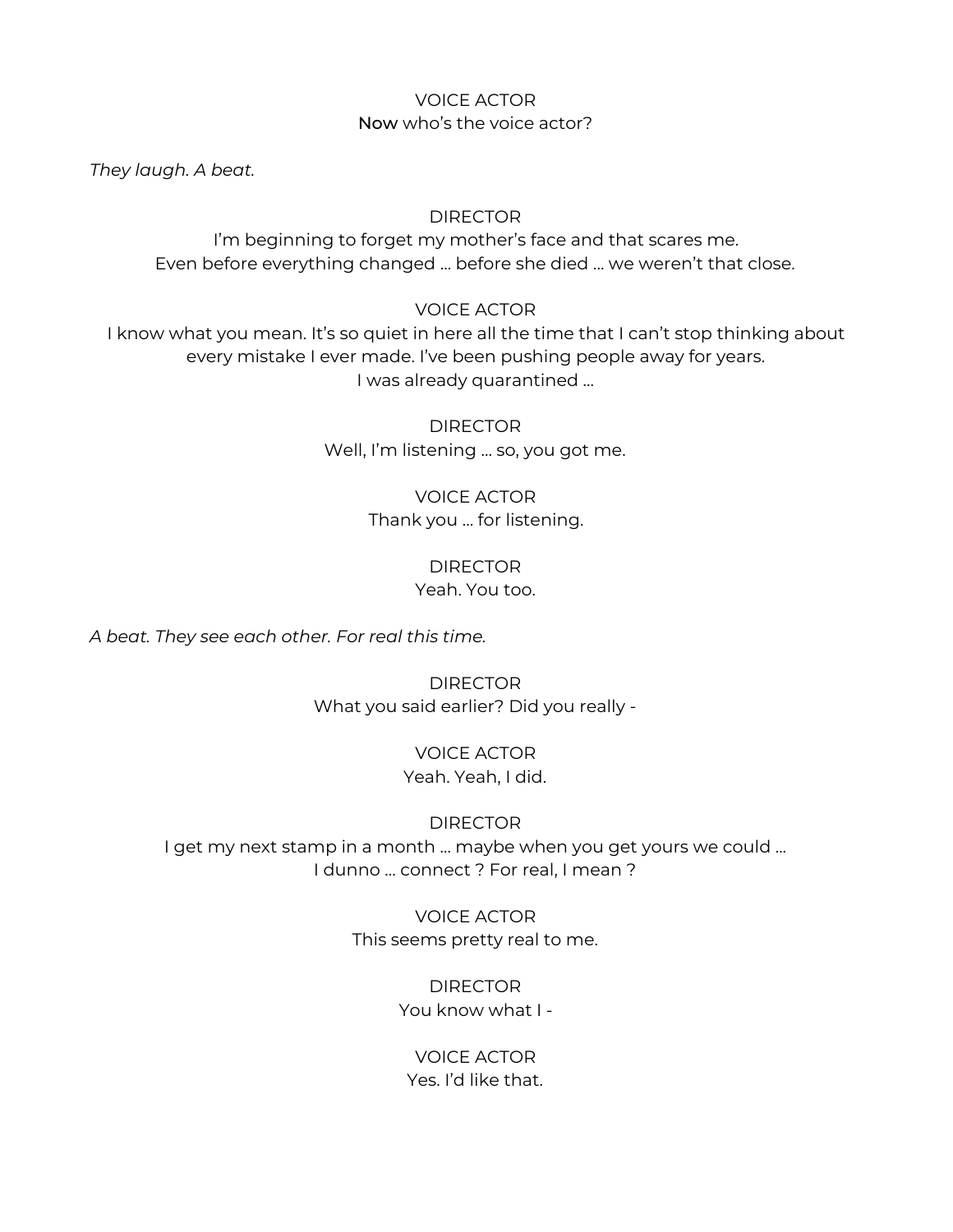VOICE ACTOR
**Now** who's the voice actor?

*They laugh. A beat.*

DIRECTOR
I'm beginning to forget my mother's face and that scares me.
Even before everything changed … before she died … we weren't that close.

VOICE ACTOR
I know what you mean. It's so quiet in here all the time that I can't stop thinking about every mistake I ever made. I've been pushing people away for years.
I was already quarantined …

DIRECTOR
Well, I'm listening … so, you got me.

VOICE ACTOR
Thank you … for listening.

DIRECTOR
Yeah. You too.

*A beat. They see each other. For real this time.*

DIRECTOR
What you said earlier? Did you really -

VOICE ACTOR
Yeah. Yeah, I did.

DIRECTOR
I get my next stamp in a month … maybe when you get yours we could …
I dunno … connect ? For real, I mean ?

VOICE ACTOR
This seems pretty real to me.

DIRECTOR
You know what I -

VOICE ACTOR
Yes. I'd like that.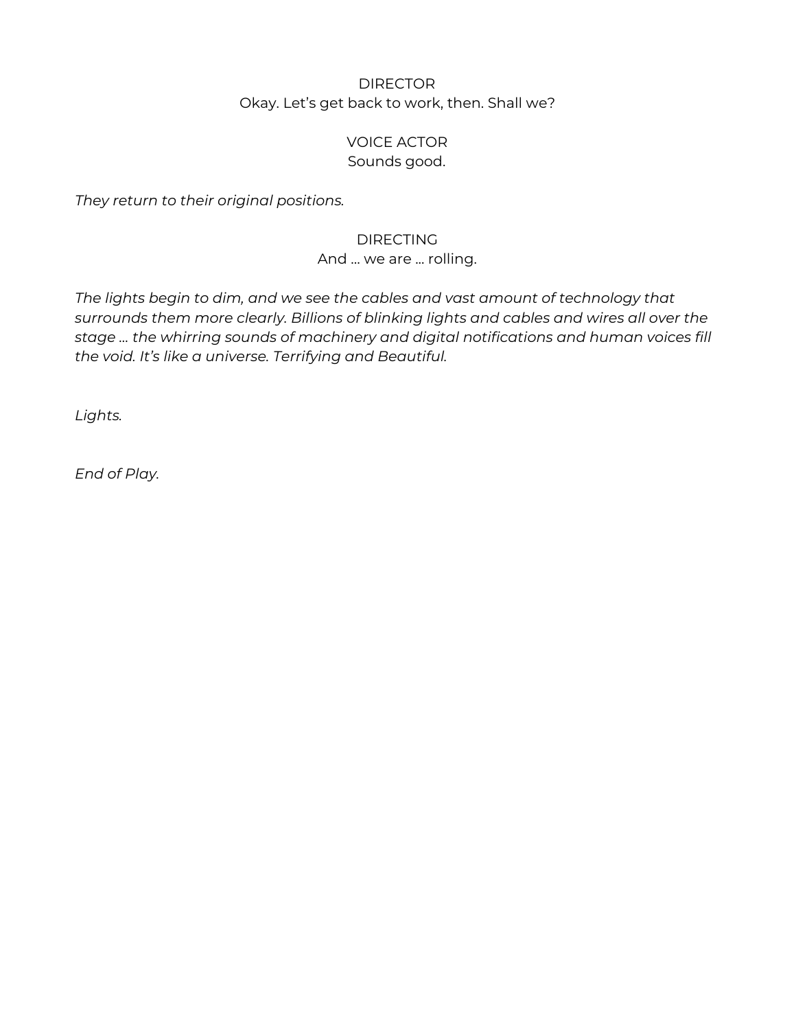DIRECTOR
Okay. Let's get back to work, then. Shall we?

VOICE ACTOR
Sounds good.

*They return to their original positions.*

DIRECTING
And … we are … rolling.

*The lights begin to dim, and we see the cables and vast amount of technology that surrounds them more clearly. Billions of blinking lights and cables and wires all over the stage … the whirring sounds of machinery and digital notifications and human voices fill the void. It's like a universe. Terrifying and Beautiful.*

*Lights.*

*End of Play.*